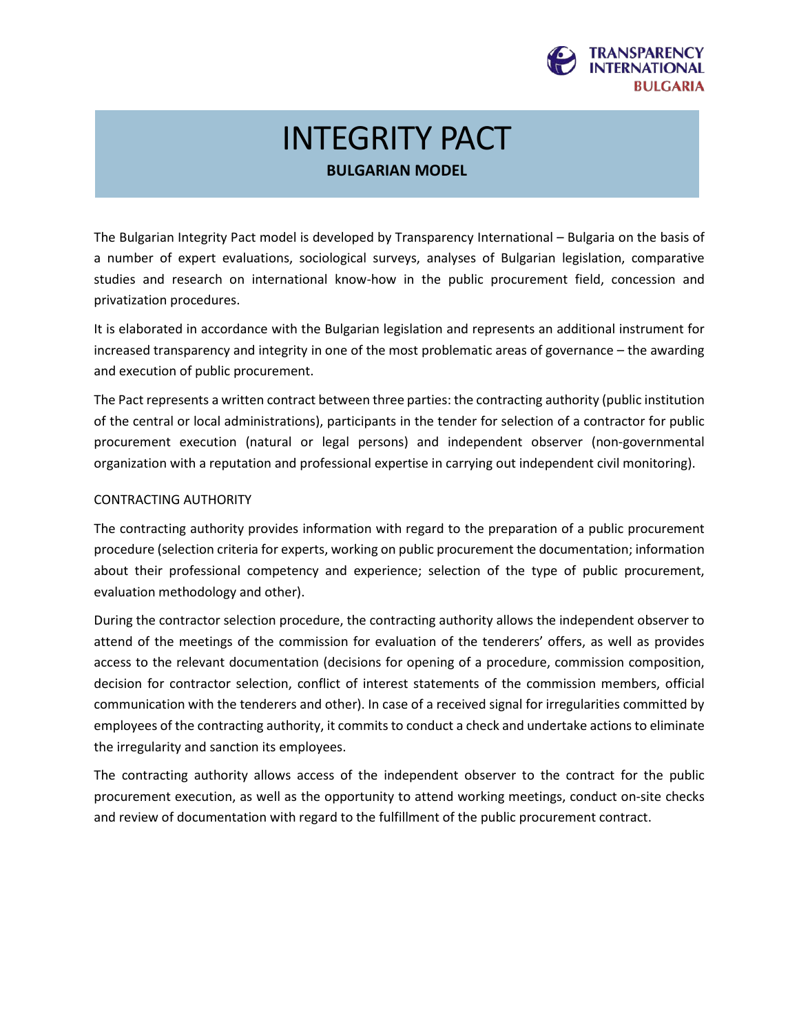# INTEGRITY PACT

## BULGARIAN MODEL

The Bulgarian Integrity Pact model is developed by Transparency International – Bulgaria on the basis of a number of expert evaluations, sociological surveys, analyses of Bulgarian legislation, comparative studies and research on international know-how in the public procurement field, concession and privatization procedures.

It is elaborated in accordance with the Bulgarian legislation and represents an additional instrument for increased transparency and integrity in one of the most problematic areas of governance – the awarding and execution of public procurement.

The Pact represents a written contract between three parties: the contracting authority (public institution of the central or local administrations), participants in the tender for selection of a contractor for public procurement execution (natural or legal persons) and independent observer (non-governmental organization with a reputation and professional expertise in carrying out independent civil monitoring).

### CONTRACTING AUTHORITY

The contracting authority provides information with regard to the preparation of a public procurement procedure (selection criteria for experts, working on public procurement the documentation; information about their professional competency and experience; selection of the type of public procurement, evaluation methodology and other).

During the contractor selection procedure, the contracting authority allows the independent observer to attend of the meetings of the commission for evaluation of the tenderers' offers, as well as provides access to the relevant documentation (decisions for opening of a procedure, commission composition, decision for contractor selection, conflict of interest statements of the commission members, official communication with the tenderers and other). In case of a received signal for irregularities committed by employees of the contracting authority, it commits to conduct a check and undertake actions to eliminate the irregularity and sanction its employees.

The contracting authority allows access of the independent observer to the contract for the public procurement execution, as well as the opportunity to attend working meetings, conduct on-site checks and review of documentation with regard to the fulfillment of the public procurement contract.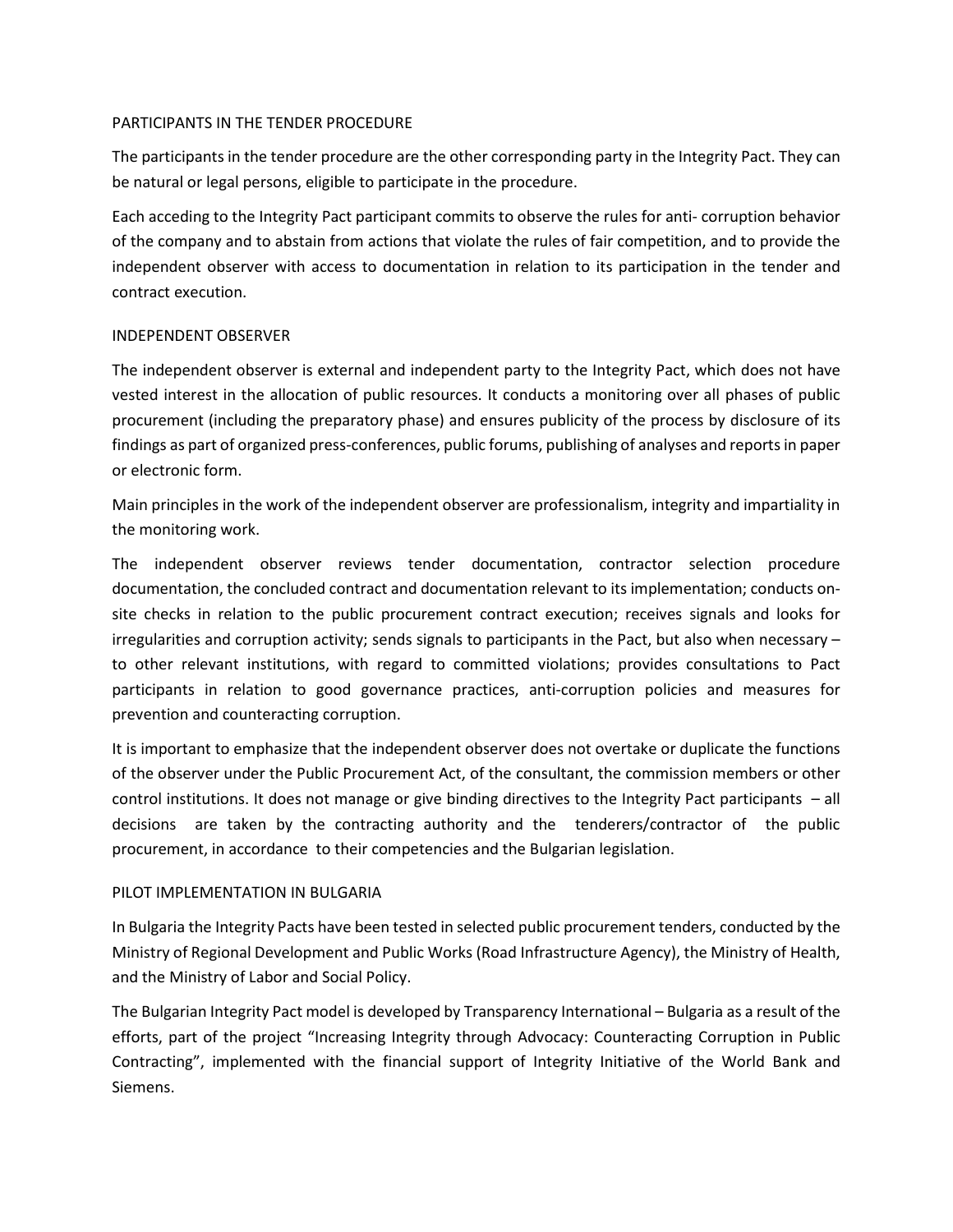## PARTICIPANTS IN THE TENDER PROCEDURE

The participants in the tender procedure are the other corresponding party in the Integrity Pact. They can be natural or legal persons, eligible to participate in the procedure.

Each acceding to the Integrity Pact participant commits to observe the rules for anti- corruption behavior of the company and to abstain from actions that violate the rules of fair competition, and to provide the independent observer with access to documentation in relation to its participation in the tender and contract execution.

## INDEPENDENT OBSERVER

The independent observer is external and independent party to the Integrity Pact, which does not have vested interest in the allocation of public resources. It conducts a monitoring over all phases of public procurement (including the preparatory phase) and ensures publicity of the process by disclosure of its findings as part of organized press-conferences, public forums, publishing of analyses and reports in paper or electronic form.

Main principles in the work of the independent observer are professionalism, integrity and impartiality in the monitoring work.

The independent observer reviews tender documentation, contractor selection procedure documentation, the concluded contract and documentation relevant to its implementation; conducts on-site checks in relation to the public procurement contract execution; receives signals and looks for irregularities and corruption activity; sends signals to participants in the Pact, but also when necessary – to other relevant institutions, with regard to committed violations; provides consultations to Pact participants in relation to good governance practices, anti-corruption policies and measures for prevention and counteracting corruption.

It is important to emphasize that the independent observer does not overtake or duplicate the functions of the observer under the Public Procurement Act, of the consultant, the commission members or other control institutions. It does not manage or give binding directives to the Integrity Pact participants – all decisions are taken by the contracting authority and the tenderers/contractor of the public procurement, in accordance to their competencies and the Bulgarian legislation.

## PILOT IMPLEMENTATION IN BULGARIA

In Bulgaria the Integrity Pacts have been tested in selected public procurement tenders, conducted by the Ministry of Regional Development and Public Works (Road Infrastructure Agency), the Ministry of Health, and the Ministry of Labor and Social Policy.

The Bulgarian Integrity Pact model is developed by Transparency International – Bulgaria as a result of the efforts, part of the project "Increasing Integrity through Advocacy: Counteracting Corruption in Public Contracting", implemented with the financial support of Integrity Initiative of the World Bank and Siemens.